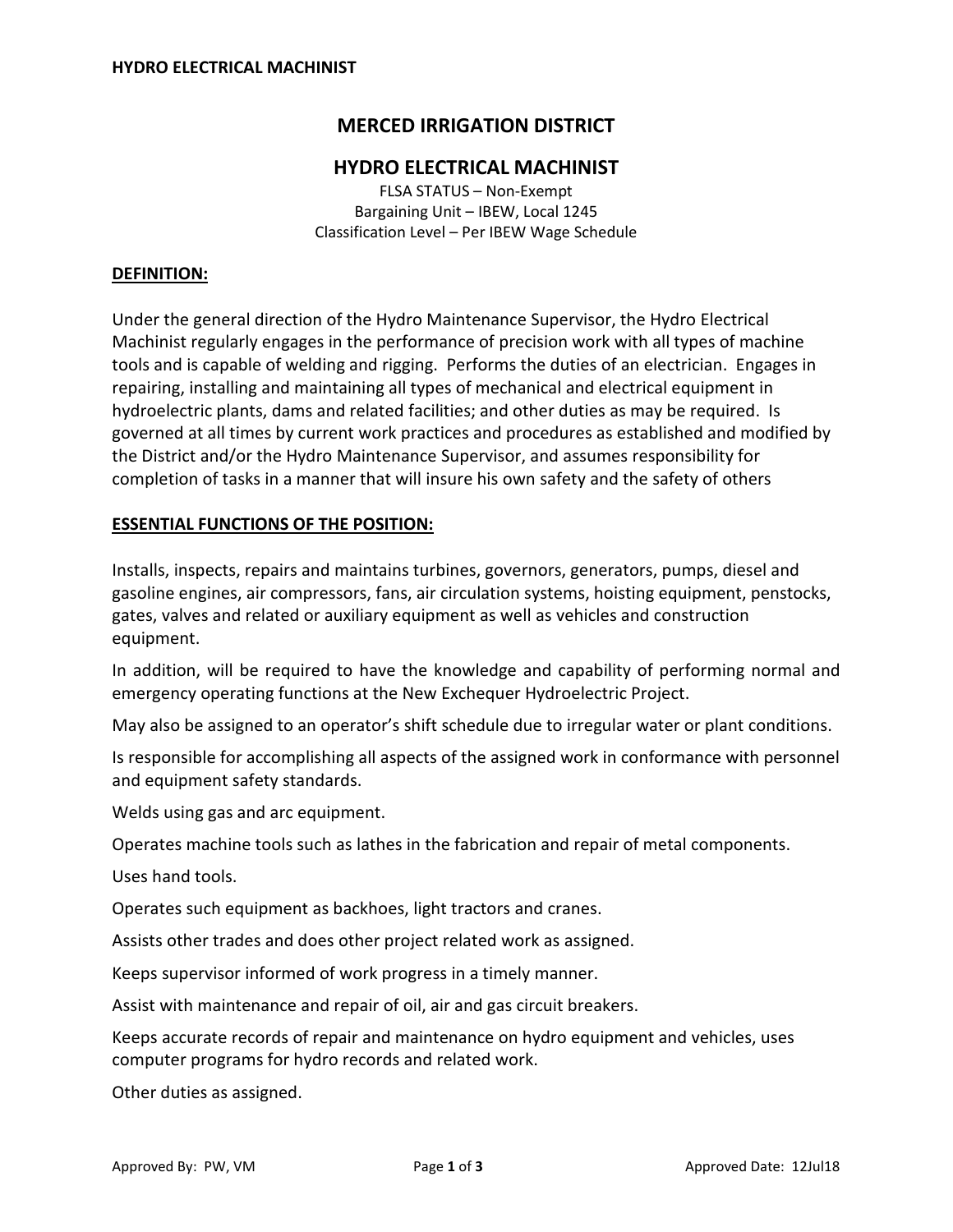# MERCED IRRIGATION DISTRICT

## HYDRO ELECTRICAL MACHINIST

FLSA STATUS – Non-Exempt
Bargaining Unit – IBEW, Local 1245
Classification Level – Per IBEW Wage Schedule

### DEFINITION:

Under the general direction of the Hydro Maintenance Supervisor, the Hydro Electrical Machinist regularly engages in the performance of precision work with all types of machine tools and is capable of welding and rigging. Performs the duties of an electrician. Engages in repairing, installing and maintaining all types of mechanical and electrical equipment in hydroelectric plants, dams and related facilities; and other duties as may be required. Is governed at all times by current work practices and procedures as established and modified by the District and/or the Hydro Maintenance Supervisor, and assumes responsibility for completion of tasks in a manner that will insure his own safety and the safety of others

### ESSENTIAL FUNCTIONS OF THE POSITION:

Installs, inspects, repairs and maintains turbines, governors, generators, pumps, diesel and gasoline engines, air compressors, fans, air circulation systems, hoisting equipment, penstocks, gates, valves and related or auxiliary equipment as well as vehicles and construction equipment.

In addition, will be required to have the knowledge and capability of performing normal and emergency operating functions at the New Exchequer Hydroelectric Project.

May also be assigned to an operator's shift schedule due to irregular water or plant conditions.

Is responsible for accomplishing all aspects of the assigned work in conformance with personnel and equipment safety standards.

Welds using gas and arc equipment.

Operates machine tools such as lathes in the fabrication and repair of metal components.

Uses hand tools.

Operates such equipment as backhoes, light tractors and cranes.

Assists other trades and does other project related work as assigned.

Keeps supervisor informed of work progress in a timely manner.

Assist with maintenance and repair of oil, air and gas circuit breakers.

Keeps accurate records of repair and maintenance on hydro equipment and vehicles, uses computer programs for hydro records and related work.

Other duties as assigned.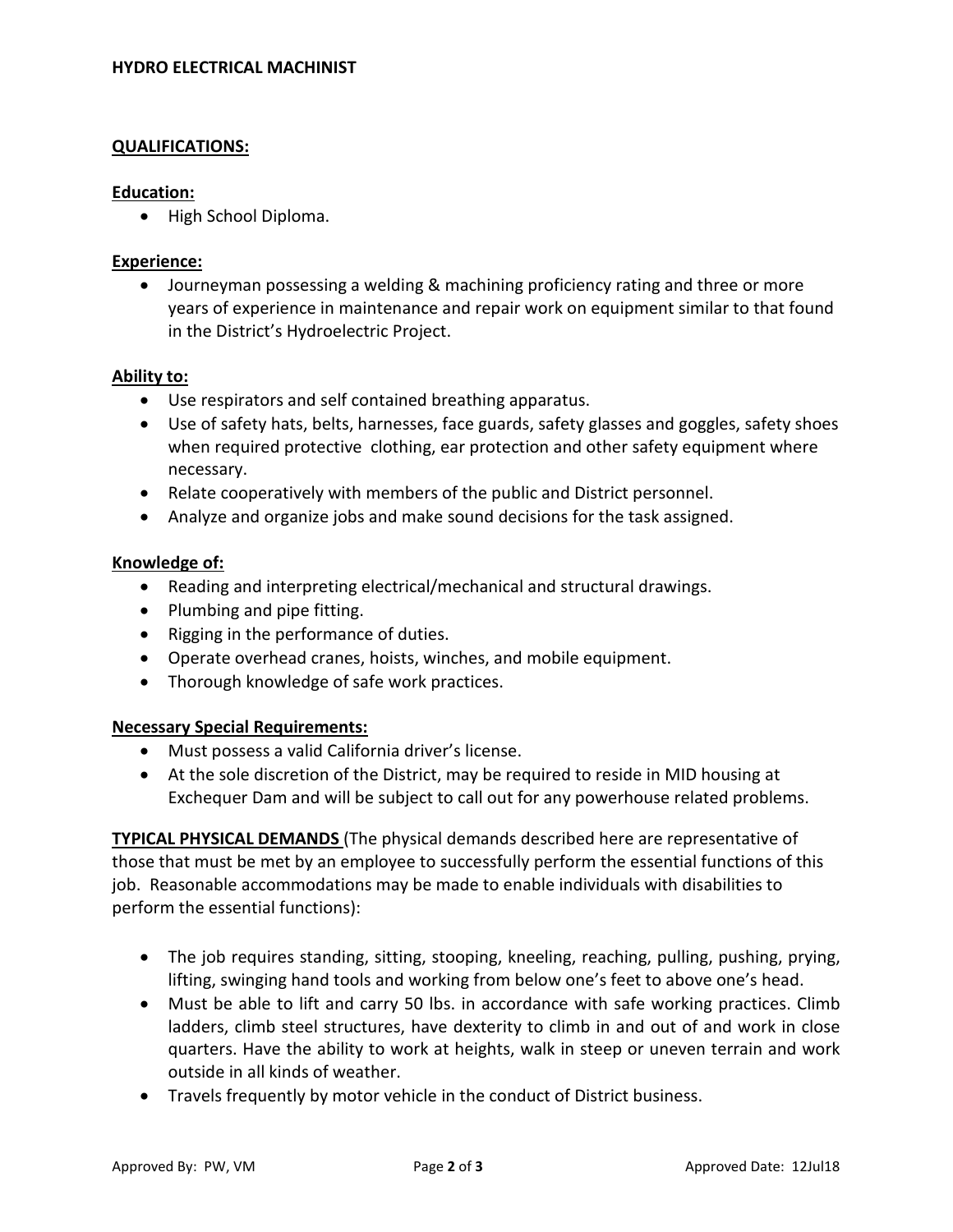**QUALIFICATIONS:**

**Education:**

- High School Diploma.

**Experience:**

- Journeyman possessing a welding & machining proficiency rating and three or more years of experience in maintenance and repair work on equipment similar to that found in the District's Hydroelectric Project.

**Ability to:**

- Use respirators and self contained breathing apparatus.
- Use of safety hats, belts, harnesses, face guards, safety glasses and goggles, safety shoes when required protective clothing, ear protection and other safety equipment where necessary.
- Relate cooperatively with members of the public and District personnel.
- Analyze and organize jobs and make sound decisions for the task assigned.

**Knowledge of:**

- Reading and interpreting electrical/mechanical and structural drawings.
- Plumbing and pipe fitting.
- Rigging in the performance of duties.
- Operate overhead cranes, hoists, winches, and mobile equipment.
- Thorough knowledge of safe work practices.

**Necessary Special Requirements:**

- Must possess a valid California driver's license.
- At the sole discretion of the District, may be required to reside in MID housing at Exchequer Dam and will be subject to call out for any powerhouse related problems.

**TYPICAL PHYSICAL DEMANDS** (The physical demands described here are representative of those that must be met by an employee to successfully perform the essential functions of this job. Reasonable accommodations may be made to enable individuals with disabilities to perform the essential functions):

- The job requires standing, sitting, stooping, kneeling, reaching, pulling, pushing, prying, lifting, swinging hand tools and working from below one's feet to above one's head.
- Must be able to lift and carry 50 lbs. in accordance with safe working practices. Climb ladders, climb steel structures, have dexterity to climb in and out of and work in close quarters. Have the ability to work at heights, walk in steep or uneven terrain and work outside in all kinds of weather.
- Travels frequently by motor vehicle in the conduct of District business.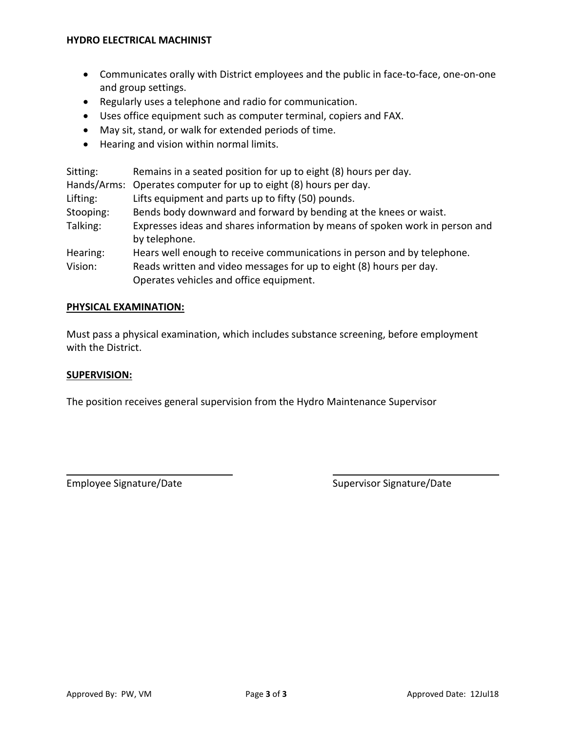- Communicates orally with District employees and the public in face-to-face, one-on-one and group settings.
- Regularly uses a telephone and radio for communication.
- Uses office equipment such as computer terminal, copiers and FAX.
- May sit, stand, or walk for extended periods of time.
- Hearing and vision within normal limits.

| | |
|---|---|
| Sitting: | Remains in a seated position for up to eight (8) hours per day. |
| Hands/Arms: | Operates computer for up to eight (8) hours per day. |
| Lifting: | Lifts equipment and parts up to fifty (50) pounds. |
| Stooping: | Bends body downward and forward by bending at the knees or waist. |
| Talking: | Expresses ideas and shares information by means of spoken work in person and by telephone. |
| Hearing: | Hears well enough to receive communications in person and by telephone. |
| Vision: | Reads written and video messages for up to eight (8) hours per day. Operates vehicles and office equipment. |

**PHYSICAL EXAMINATION:**

Must pass a physical examination, which includes substance screening, before employment with the District.

**SUPERVISION:**

The position receives general supervision from the Hydro Maintenance Supervisor

Employee Signature/Date

Supervisor Signature/Date